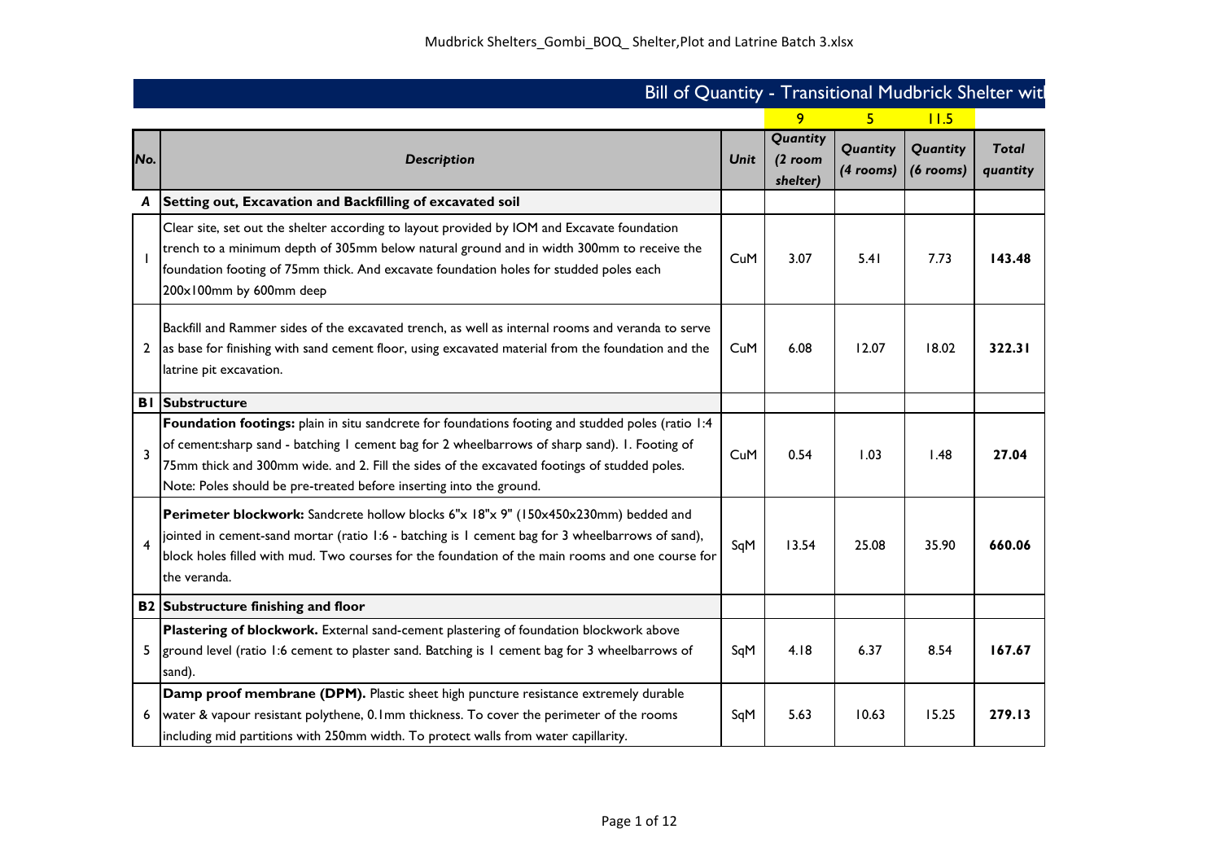## Bill of Quantity - Transitional Mudbrick Shelter wit

| No. | Description | Unit | 9<br>Quantity (2 room shelter) | 5<br>Quantity (4 rooms) | 11.5<br>Quantity (6 rooms) | Total quantity |
|---|---|---|---|---|---|---|
| ***A*** | **Setting out, Excavation and Backfilling of excavated soil** | | | | | |
| 1 | Clear site, set out the shelter according to layout provided by IOM and Excavate foundation trench to a minimum depth of 305mm below natural ground and in width 300mm to receive the foundation footing of 75mm thick. And excavate foundation holes for studded poles each 200x100mm by 600mm deep | CuM | 3.07 | 5.41 | 7.73 | **143.48** |
| 2 | Backfill and Rammer sides of the excavated trench, as well as internal rooms and veranda to serve as base for finishing with sand cement floor, using excavated material from the foundation and the latrine pit excavation. | CuM | 6.08 | 12.07 | 18.02 | **322.31** |
| **B1** | **Substructure** | | | | | |
| 3 | **Foundation footings:** plain in situ sandcrete for foundations footing and studded poles (ratio 1:4 of cement:sharp sand - batching 1 cement bag for 2 wheelbarrows of sharp sand). 1. Footing of 75mm thick and 300mm wide. and 2. Fill the sides of the excavated footings of studded poles. Note: Poles should be pre-treated before inserting into the ground. | CuM | 0.54 | 1.03 | 1.48 | **27.04** |
| 4 | **Perimeter blockwork:** Sandcrete hollow blocks 6"x 18"x 9" (150x450x230mm) bedded and jointed in cement-sand mortar (ratio 1:6 - batching is 1 cement bag for 3 wheelbarrows of sand), block holes filled with mud. Two courses for the foundation of the main rooms and one course for the veranda. | SqM | 13.54 | 25.08 | 35.90 | **660.06** |
| **B2** | **Substructure finishing and floor** | | | | | |
| 5 | **Plastering of blockwork.** External sand-cement plastering of foundation blockwork above ground level (ratio 1:6 cement to plaster sand. Batching is 1 cement bag for 3 wheelbarrows of sand). | SqM | 4.18 | 6.37 | 8.54 | **167.67** |
| 6 | **Damp proof membrane (DPM).** Plastic sheet high puncture resistance extremely durable water & vapour resistant polythene, 0.1mm thickness. To cover the perimeter of the rooms including mid partitions with 250mm width. To protect walls from water capillarity. | SqM | 5.63 | 10.63 | 15.25 | **279.13** |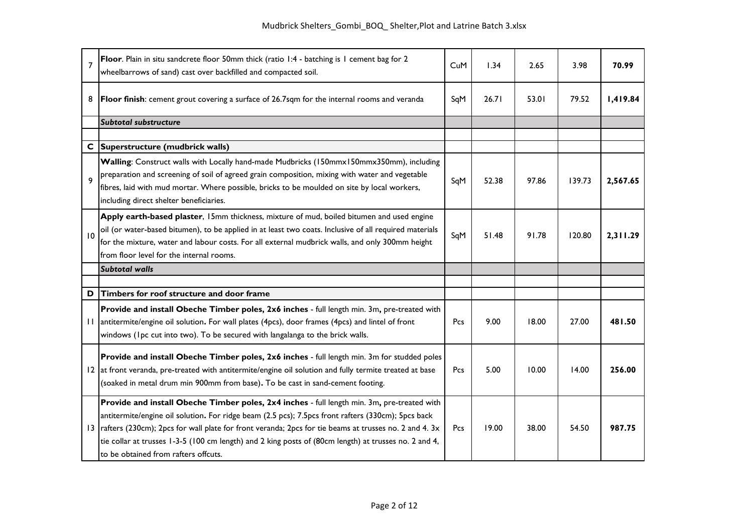| | | | | | | |
|---|---|---|---|---|---|---|
| 7 | **Floor**. Plain in situ sandcrete floor 50mm thick (ratio 1:4 - batching is 1 cement bag for 2 wheelbarrows of sand) cast over backfilled and compacted soil. | CuM | 1.34 | 2.65 | 3.98 | **70.99** |
| 8 | **Floor finish**: cement grout covering a surface of 26.7sqm for the internal rooms and veranda | SqM | 26.71 | 53.01 | 79.52 | **1,419.84** |
| | ***Subtotal substructure*** | | | | | |
| | | | | | | |
| **C** | **Superstructure (mudbrick walls)** | | | | | |
| 9 | **Walling**: Construct walls with Locally hand-made Mudbricks (150mmx150mmx350mm), including preparation and screening of soil of agreed grain composition, mixing with water and vegetable fibres, laid with mud mortar. Where possible, bricks to be moulded on site by local workers, including direct shelter beneficiaries. | SqM | 52.38 | 97.86 | 139.73 | **2,567.65** |
| 10 | **Apply earth-based plaster**, 15mm thickness, mixture of mud, boiled bitumen and used engine oil (or water-based bitumen), to be applied in at least two coats. Inclusive of all required materials for the mixture, water and labour costs. For all external mudbrick walls, and only 300mm height from floor level for the internal rooms. | SqM | 51.48 | 91.78 | 120.80 | **2,311.29** |
| | ***Subtotal walls*** | | | | | |
| | | | | | | |
| **D** | **Timbers for roof structure and door frame** | | | | | |
| 11 | **Provide and install Obeche Timber poles, 2x6 inches** - full length min. 3m**,** pre-treated with antitermite/engine oil solution**.** For wall plates (4pcs), door frames (4pcs) and lintel of front windows (1pc cut into two). To be secured with langalanga to the brick walls. | Pcs | 9.00 | 18.00 | 27.00 | **481.50** |
| 12 | **Provide and install Obeche Timber poles, 2x6 inches** - full length min. 3m for studded poles at front veranda, pre-treated with antitermite/engine oil solution and fully termite treated at base (soaked in metal drum min 900mm from base)**.** To be cast in sand-cement footing. | Pcs | 5.00 | 10.00 | 14.00 | **256.00** |
| 13 | **Provide and install Obeche Timber poles, 2x4 inches** - full length min. 3m**,** pre-treated with antitermite/engine oil solution**.** For ridge beam (2.5 pcs); 7.5pcs front rafters (330cm); 5pcs back rafters (230cm); 2pcs for wall plate for front veranda; 2pcs for tie beams at trusses no. 2 and 4. 3x tie collar at trusses 1-3-5 (100 cm length) and 2 king posts of (80cm length) at trusses no. 2 and 4, to be obtained from rafters offcuts. | Pcs | 19.00 | 38.00 | 54.50 | **987.75** |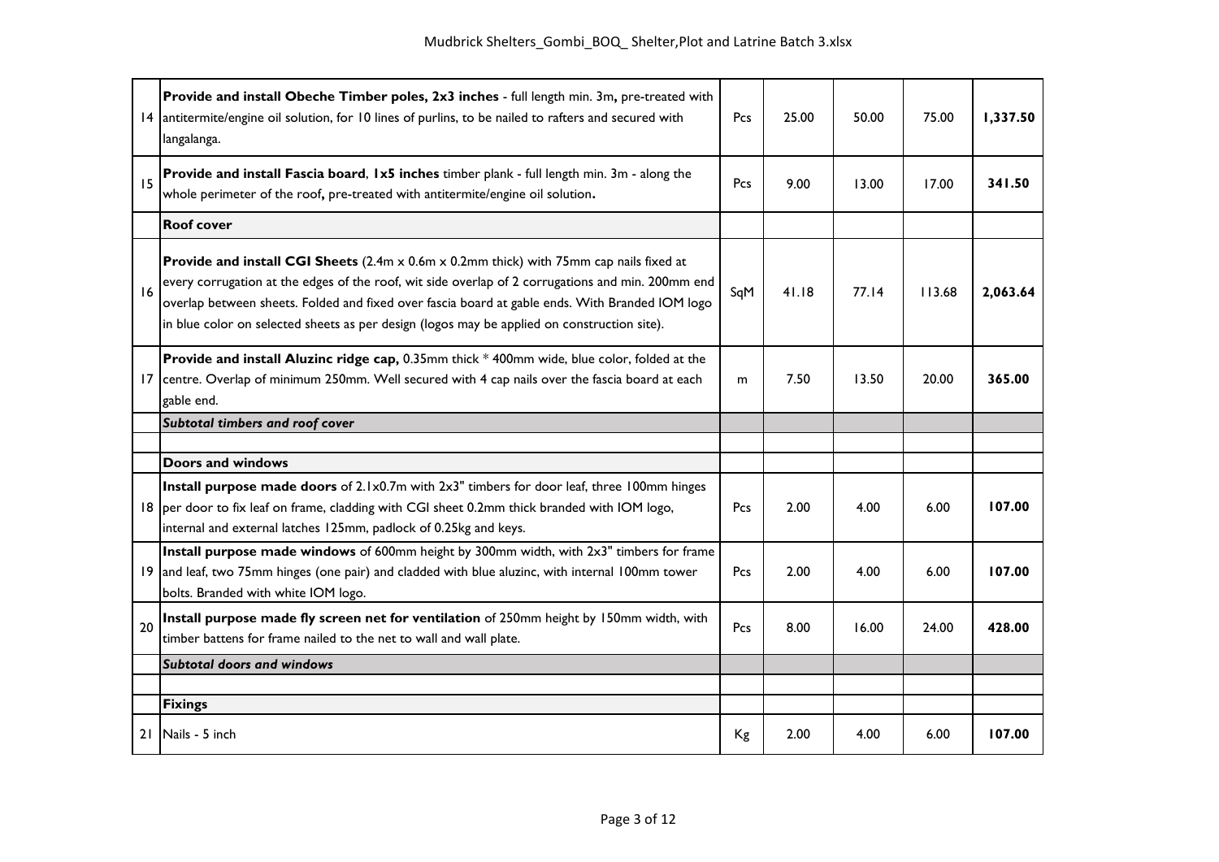| | | | | | | |
|---|---|---|---|---|---|---|
| 14 | **Provide and install Obeche Timber poles, 2x3 inches** - full length min. 3m**,** pre-treated with antitermite/engine oil solution, for 10 lines of purlins, to be nailed to rafters and secured with langalanga. | Pcs | 25.00 | 50.00 | 75.00 | **1,337.50** |
| 15 | **Provide and install Fascia board**, **1x5 inches** timber plank - full length min. 3m - along the whole perimeter of the roof**,** pre-treated with antitermite/engine oil solution**.** | Pcs | 9.00 | 13.00 | 17.00 | **341.50** |
| | **Roof cover** | | | | | |
| 16 | **Provide and install CGI Sheets** (2.4m x 0.6m x 0.2mm thick) with 75mm cap nails fixed at every corrugation at the edges of the roof, wit side overlap of 2 corrugations and min. 200mm end overlap between sheets. Folded and fixed over fascia board at gable ends. With Branded IOM logo in blue color on selected sheets as per design (logos may be applied on construction site). | SqM | 41.18 | 77.14 | 113.68 | **2,063.64** |
| 17 | **Provide and install Aluzinc ridge cap,** 0.35mm thick * 400mm wide, blue color, folded at the centre. Overlap of minimum 250mm. Well secured with 4 cap nails over the fascia board at each gable end. | m | 7.50 | 13.50 | 20.00 | **365.00** |
| | ***Subtotal timbers and roof cover*** | | | | | |
| | | | | | | |
| | **Doors and windows** | | | | | |
| 18 | **Install purpose made doors** of 2.1x0.7m with 2x3" timbers for door leaf, three 100mm hinges per door to fix leaf on frame, cladding with CGI sheet 0.2mm thick branded with IOM logo, internal and external latches 125mm, padlock of 0.25kg and keys. | Pcs | 2.00 | 4.00 | 6.00 | **107.00** |
| 19 | **Install purpose made windows** of 600mm height by 300mm width, with 2x3" timbers for frame and leaf, two 75mm hinges (one pair) and cladded with blue aluzinc, with internal 100mm tower bolts. Branded with white IOM logo. | Pcs | 2.00 | 4.00 | 6.00 | **107.00** |
| 20 | **Install purpose made fly screen net for ventilation** of 250mm height by 150mm width, with timber battens for frame nailed to the net to wall and wall plate. | Pcs | 8.00 | 16.00 | 24.00 | **428.00** |
| | ***Subtotal doors and windows*** | | | | | |
| | | | | | | |
| | **Fixings** | | | | | |
| 21 | Nails - 5 inch | Kg | 2.00 | 4.00 | 6.00 | **107.00** |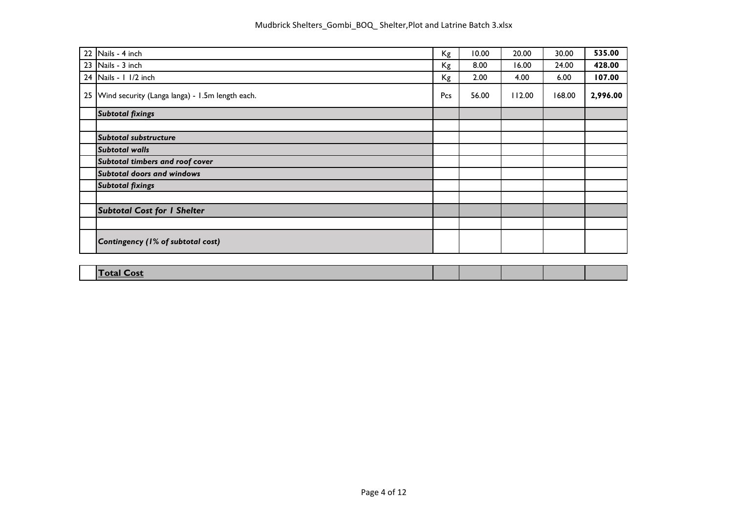| | | | | | | |
|---|---|---|---|---|---|---|
| 22 | Nails - 4 inch | Kg | 10.00 | 20.00 | 30.00 | **535.00** |
| 23 | Nails - 3 inch | Kg | 8.00 | 16.00 | 24.00 | **428.00** |
| 24 | Nails - 1 1/2 inch | Kg | 2.00 | 4.00 | 6.00 | **107.00** |
| 25 | Wind security (Langa langa) - 1.5m length each. | Pcs | 56.00 | 112.00 | 168.00 | **2,996.00** |
| | ***Subtotal fixings*** | | | | | |
| | | | | | | |
| | ***Subtotal substructure*** | | | | | |
| | ***Subtotal walls*** | | | | | |
| | ***Subtotal timbers and roof cover*** | | | | | |
| | ***Subtotal doors and windows*** | | | | | |
| | ***Subtotal fixings*** | | | | | |
| | | | | | | |
| | ***Subtotal Cost for 1 Shelter*** | | | | | |
| | | | | | | |
| | ***Contingency (1% of subtotal cost)*** | | | | | |
| | **Total Cost** | | | | | |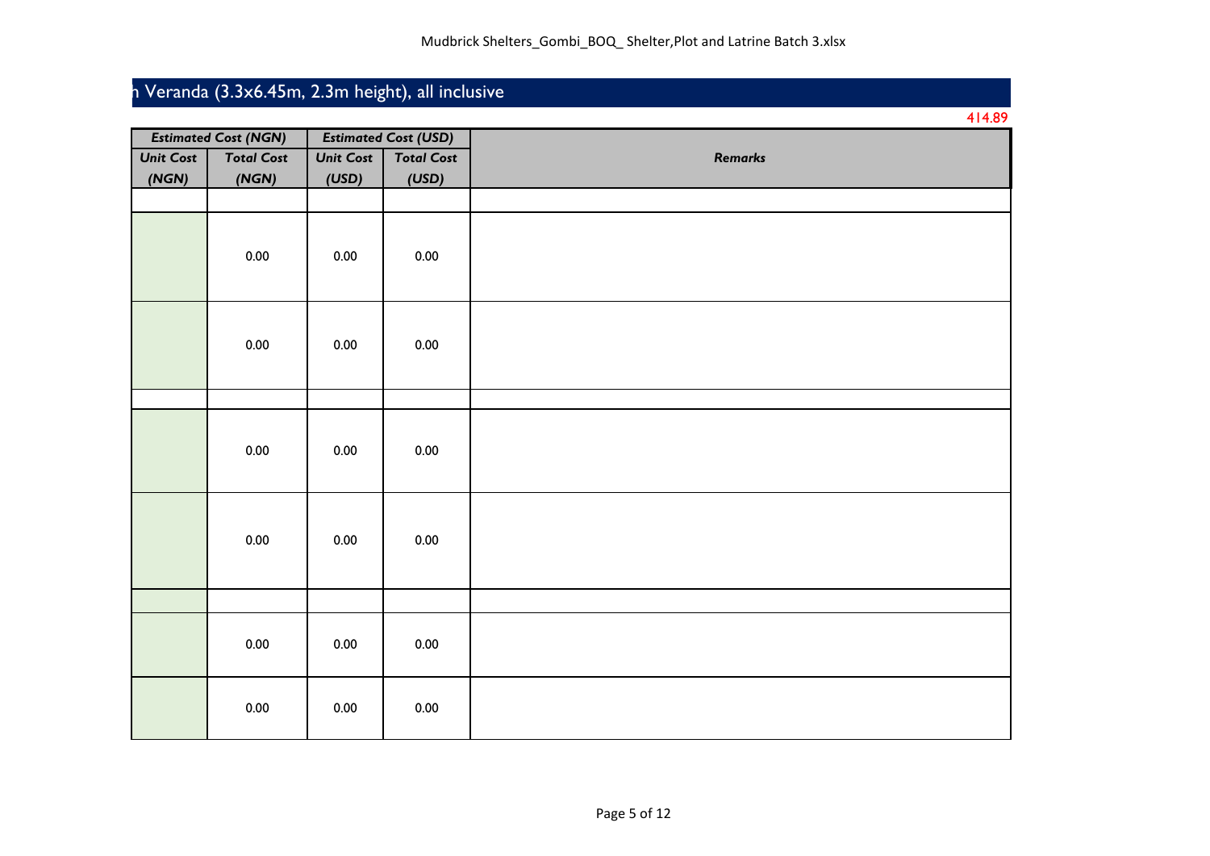# h Veranda (3.3x6.45m, 2.3m height), all inclusive

414.89

| Estimated Cost (NGN) | | Estimated Cost (USD) | | Remarks |
|---|---|---|---|---|
| Unit Cost (NGN) | Total Cost (NGN) | Unit Cost (USD) | Total Cost (USD) | |
| | | | | |
| | 0.00 | 0.00 | 0.00 | |
| | 0.00 | 0.00 | 0.00 | |
| | | | | |
| | 0.00 | 0.00 | 0.00 | |
| | 0.00 | 0.00 | 0.00 | |
| | | | | |
| | 0.00 | 0.00 | 0.00 | |
| | 0.00 | 0.00 | 0.00 | |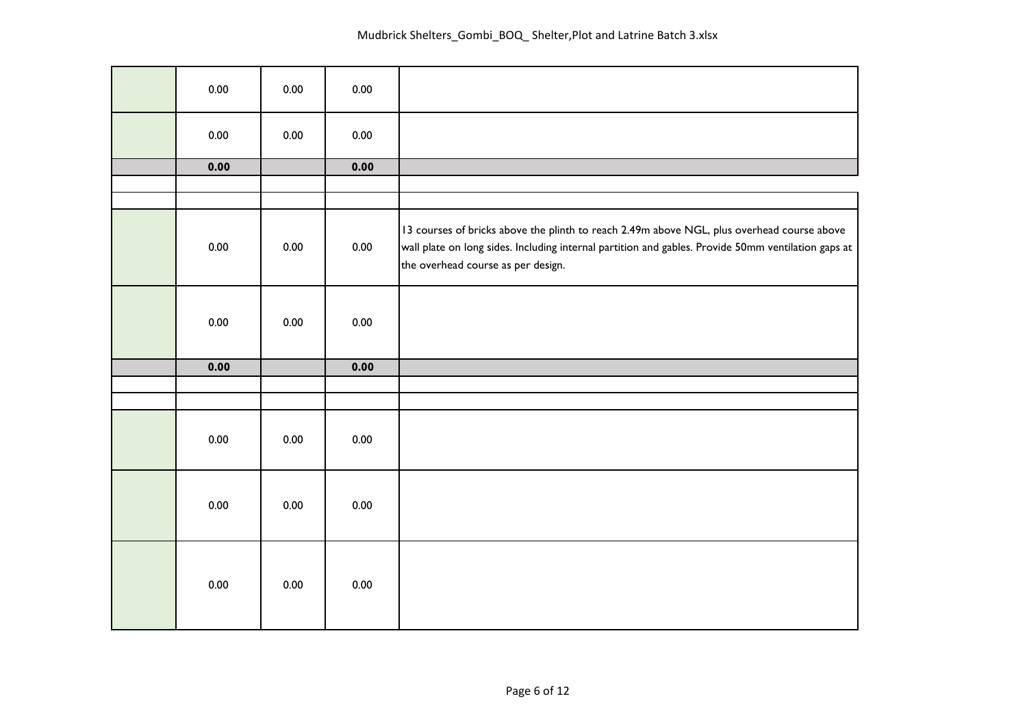| | | | | |
|---|---|---|---|---|
| | 0.00 | 0.00 | 0.00 | |
| | 0.00 | 0.00 | 0.00 | |
| | **0.00** | | **0.00** | |
| | | | | |
| | | | | |
| | 0.00 | 0.00 | 0.00 | 13 courses of bricks above the plinth to reach 2.49m above NGL, plus overhead course above wall plate on long sides. Including internal partition and gables. Provide 50mm ventilation gaps at the overhead course as per design. |
| | 0.00 | 0.00 | 0.00 | |
| | **0.00** | | **0.00** | |
| | | | | |
| | | | | |
| | 0.00 | 0.00 | 0.00 | |
| | 0.00 | 0.00 | 0.00 | |
| | 0.00 | 0.00 | 0.00 | |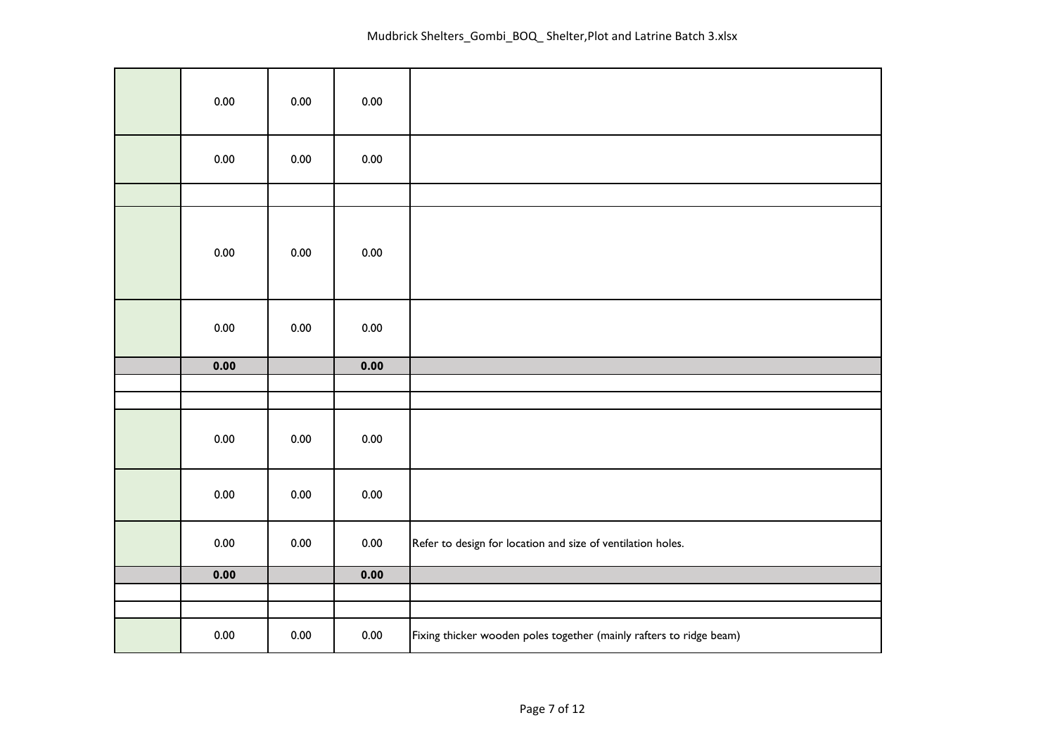| | | | | |
|---|---|---|---|---|
| | 0.00 | 0.00 | 0.00 | |
| | 0.00 | 0.00 | 0.00 | |
| | | | | |
| | 0.00 | 0.00 | 0.00 | |
| | 0.00 | 0.00 | 0.00 | |
| | **0.00** | | **0.00** | |
| | | | | |
| | | | | |
| | 0.00 | 0.00 | 0.00 | |
| | 0.00 | 0.00 | 0.00 | |
| | 0.00 | 0.00 | 0.00 | Refer to design for location and size of ventilation holes. |
| | **0.00** | | **0.00** | |
| | | | | |
| | | | | |
| | 0.00 | 0.00 | 0.00 | Fixing thicker wooden poles together (mainly rafters to ridge beam) |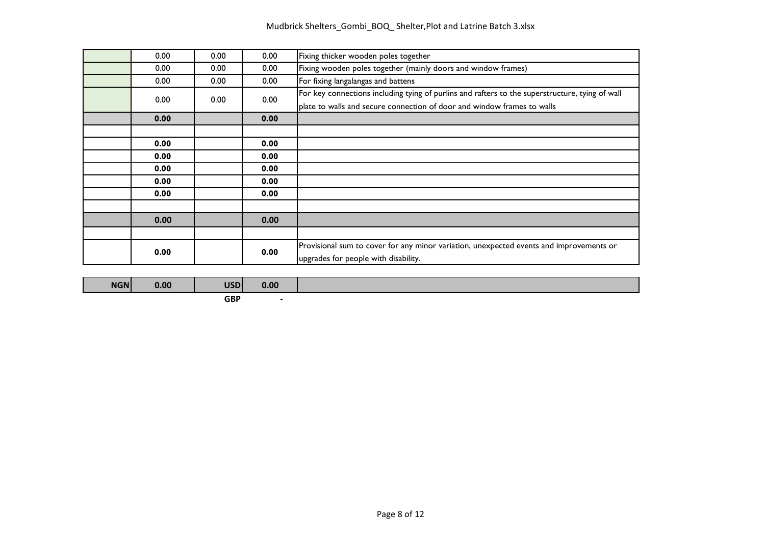| | | | | |
|---|---|---|---|---|
| | 0.00 | 0.00 | 0.00 | Fixing thicker wooden poles together |
| | 0.00 | 0.00 | 0.00 | Fixing wooden poles together (mainly doors and window frames) |
| | 0.00 | 0.00 | 0.00 | For fixing langalangas and battens |
| | 0.00 | 0.00 | 0.00 | For key connections including tying of purlins and rafters to the superstructure, tying of wall plate to walls and secure connection of door and window frames to walls |
| | **0.00** | | **0.00** | |
| | | | | |
| | **0.00** | | **0.00** | |
| | **0.00** | | **0.00** | |
| | **0.00** | | **0.00** | |
| | **0.00** | | **0.00** | |
| | **0.00** | | **0.00** | |
| | | | | |
| | **0.00** | | **0.00** | |
| | | | | |
| | **0.00** | | **0.00** | Provisional sum to cover for any minor variation, unexpected events and improvements or upgrades for people with disability. |

| | | | | |
|---|---|---|---|---|
| **NGN** | **0.00** | **USD** | **0.00** | |
| | | **GBP** | - | |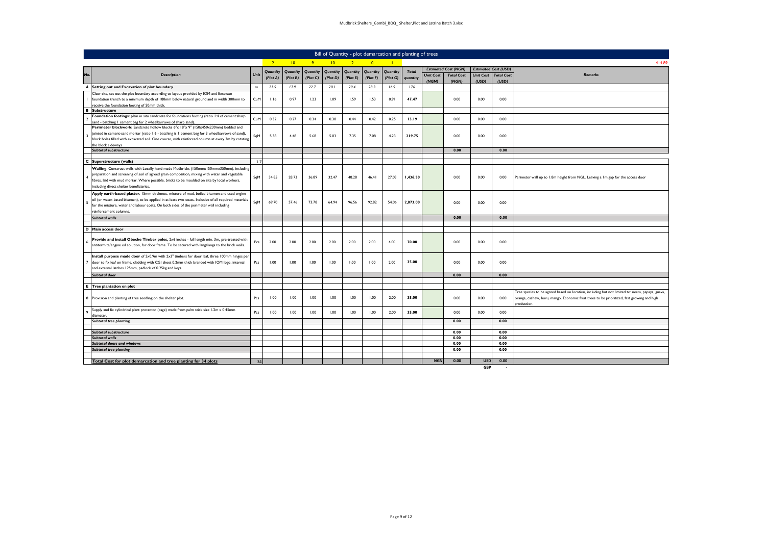| | Bill of Quantity - plot demarcation and planting of trees | | | | | | | | | | | | | | |
|---|---|---|---|---|---|---|---|---|---|---|---|---|---|---|---|
| | | | 2 | 10 | 9 | 10 | 2 | 0 | 1 | | | | | | 414.89 |
| No. | Description | Unit | Quantity (Plot A) | Quantity (Plot B) | Quantity (Plot C) | Quantity (Plot D) | Quantity (Plot E) | Quantity (Plot F) | Quantity (Plot G) | Total quantity | Estimated Cost (NGN) | | Estimated Cost (USD) | | Remarks |
| | | | | | | | | | | | Unit Cost (NGN) | Total Cost (NGN) | Unit Cost (USD) | Total Cost (USD) | |
| A | Setting out and Excavation of plot boundary | m | 21.5 | 17.9 | 22.7 | 20.1 | 29.4 | 28.3 | 16.9 | 176 | | | | | |
| 1 | Clear site, set out the plot boundary according to layout provided by IOM and Excavate foundation trench to a minimum depth of 180mm below natural ground and in width 300mm to receive the foundation footing of 50mm thick. | CuM | 1.16 | 0.97 | 1.23 | 1.09 | 1.59 | 1.53 | 0.91 | 47.47 | | 0.00 | 0.00 | 0.00 | |
| B | Substructure | | | | | | | | | | | | | | |
| 2 | Foundation footings: plain in situ sandcrete for foundations footing (ratio 1:4 of cement:sharp sand - batching 1 cement bag for 2 wheelbarrows of sharp sand). | CuM | 0.32 | 0.27 | 0.34 | 0.30 | 0.44 | 0.42 | 0.25 | 13.19 | | 0.00 | 0.00 | 0.00 | |
| 3 | Perimeter blockwork: Sandcrete hollow blocks 6"x 18"x 9" (150x450x230mm) bedded and jointed in cement-sand mortar (ratio 1:6 - batching is 1 cement bag for 3 wheelbarrows of sand), block holes filled with excavated soil. One course, with reinforced column at every 3m by rotating the block sideways | SqM | 5.38 | 4.48 | 5.68 | 5.03 | 7.35 | 7.08 | 4.23 | 219.75 | | 0.00 | 0.00 | 0.00 | |
| | Subtotal substructure | | | | | | | | | | | 0.00 | | 0.00 | |
| C | Superstructure (walls) | 1.7 | | | | | | | | | | | | | |
| 4 | Walling: Construct walls with Locally hand-made Mudbricks (150mmx150mmx350mm), including preparation and screening of soil of agreed grain composition, mixing with water and vegetable fibres, laid with mud mortar. Where possible, bricks to be moulded on site by local workers, including direct shelter beneficiaries. | SqM | 34.85 | 28.73 | 36.89 | 32.47 | 48.28 | 46.41 | 27.03 | 1,436.50 | | 0.00 | 0.00 | 0.00 | Perimeter wall up to 1.8m height from NGL. Leaving a 1m gap for the access door |
| 5 | Apply earth-based plaster, 15mm thickness, mixture of mud, boiled bitumen and used engine oil (or water-based bitumen), to be applied in at least two coats. Inclusive of all required materials for the mixture, water and labour costs. On both sides of the perimeter wall including reinforcement columns. | SqM | 69.70 | 57.46 | 73.78 | 64.94 | 96.56 | 92.82 | 54.06 | 2,873.00 | | 0.00 | 0.00 | 0.00 | |
| | Subtotal walls | | | | | | | | | | | 0.00 | | 0.00 | |
| D | Main access door | | | | | | | | | | | | | | |
| 6 | Provide and install Obeche Timber poles, 2x6 inches - full length min. 3m, pre-treated with antitermite/engine oil solution, for door frame. To be secured with langalanga to the brick walls. | Pcs | 2.00 | 2.00 | 2.00 | 2.00 | 2.00 | 2.00 | 4.00 | 70.00 | | 0.00 | 0.00 | 0.00 | |
| 7 | Install purpose made door of 2x0.9m with 2x3" timbers for door leaf, three 100mm hinges per door to fix leaf on frame, cladding with CGI sheet 0.2mm thick branded with IOM logo, internal and external latches 125mm, padlock of 0.25kg and keys. | Pcs | 1.00 | 1.00 | 1.00 | 1.00 | 1.00 | 1.00 | 2.00 | 35.00 | | 0.00 | 0.00 | 0.00 | |
| | Subtotal door | | | | | | | | | | | 0.00 | | 0.00 | |
| E | Tree plantation on plot | | | | | | | | | | | | | | |
| 8 | Provision and planting of tree seedling on the shelter plot. | Pcs | 1.00 | 1.00 | 1.00 | 1.00 | 1.00 | 1.00 | 2.00 | 35.00 | | 0.00 | 0.00 | 0.00 | Tree species to be agreed based on location, including but not limited to: neem, papaya, guava, orange, cashew, huru, mango. Economic fruit trees to be prioritized, fast growing and high production |
| 9 | Supply and fix cylindrical plant protector (cage) made from palm stick size 1.2m x 0.45mm diameter. | Pcs | 1.00 | 1.00 | 1.00 | 1.00 | 1.00 | 1.00 | 2.00 | 35.00 | | 0.00 | 0.00 | 0.00 | |
| | Subtotal tree planting | | | | | | | | | | | 0.00 | | 0.00 | |
| | Subtotal substructure | | | | | | | | | | | 0.00 | | 0.00 | |
| | Subtotal walls | | | | | | | | | | | 0.00 | | 0.00 | |
| | Subtotal doors and windows | | | | | | | | | | | 0.00 | | 0.00 | |
| | Subtotal tree planting | | | | | | | | | | | 0.00 | | 0.00 | |
| | Total Cost for plot demarcation and tree planting for 34 plots | 34 | | | | | | | | | NGN | 0.00 | USD | 0.00 | |
| | | | | | | | | | | | | | GBP | - | |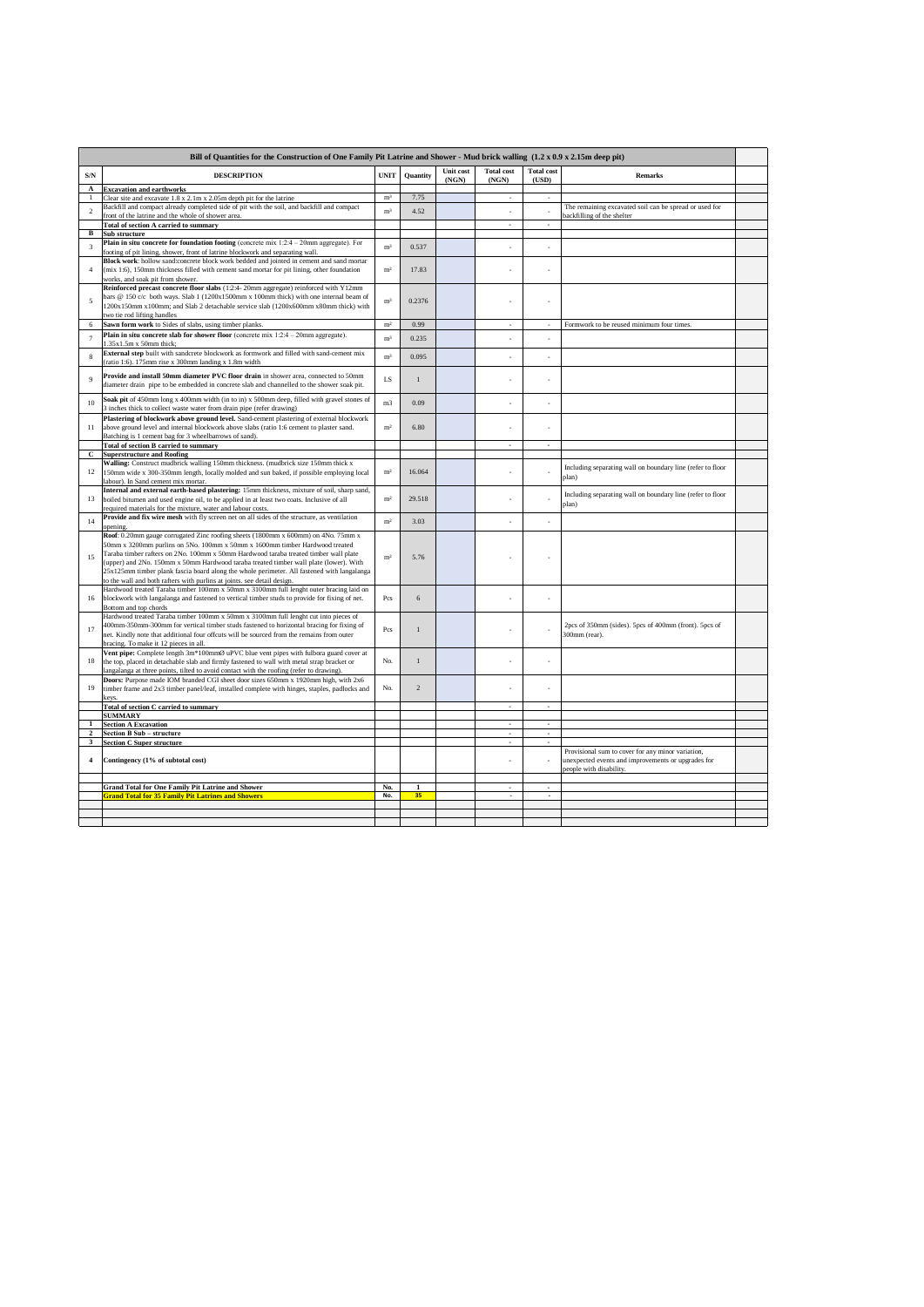| Bill of Quantities for the Construction of One Family Pit Latrine and Shower - Mud brick walling (1.2 x 0.9 x 2.15m deep pit) | | | | | | | |
|---|---|---|---|---|---|---|---|
| **S/N** | **DESCRIPTION** | **UNIT** | **Quantity** | **Unit cost (NGN)** | **Total cost (NGN)** | **Total cost (USD)** | **Remarks** |
| **A** | **Excavation and earthworks** | | | | | | |
| 1 | Clear site and excavate 1.8 x 2.1m x 2.05m depth pit for the latrine | m³ | 7.75 | | - | - | |
| 2 | Backfill and compact already completed side of pit with the soil, and backfill and compact front of the latrine and the whole of shower area. | m³ | 4.52 | | - | - | The remaining excavated soil can be spread or used for backfilling of the shelter |
| | **Total of section A carried to summary** | | | | - | - | |
| **B** | **Sub structure** | | | | | | |
| 3 | **Plain in situ concrete for foundation footing** (concrete mix 1:2:4 – 20mm aggregate). For footing of pit lining, shower, front of latrine blockwork and separating wall. | m³ | 0.537 | | - | - | |
| 4 | **Block work**: hollow sand:concrete block work bedded and jointed in cement and sand mortar (mix 1:6), 150mm thickness filled with cement sand mortar for pit lining, other foundation works, and soak pit from shower. | m² | 17.83 | | - | - | |
| 5 | **Reinforced precast concrete floor slabs** (1:2:4- 20mm aggregate) reinforced with Y12mm bars @ 150 c/c both ways. Slab 1 (1200x1500mm x 100mm thick) with one internal beam of 1200x150mm x100mm; and Slab 2 detachable service slab (1200x600mm x80mm thick) with two tie rod lifting handles | m³ | 0.2376 | | - | - | |
| 6 | **Sawn form work** to Sides of slabs, using timber planks. | m² | 0.99 | | - | - | Formwork to be reused minimum four times. |
| 7 | **Plain in situ concrete slab for shower floor** (concrete mix 1:2:4 – 20mm aggregate). 1.35x1.5m x 50mm thick; | m³ | 0.235 | | - | - | |
| 8 | **External step** built with sandcrete blockwork as formwork and filled with sand-cement mix (ratio 1:6). 175mm rise x 300mm landing x 1.8m width | m³ | 0.095 | | - | - | |
| 9 | **Provide and install 50mm diameter PVC floor drain** in shower area, connected to 50mm diameter drain pipe to be embedded in concrete slab and channelled to the shower soak pit. | LS | 1 | | - | - | |
| 10 | **Soak pit** of 450mm long x 400mm width (in to in) x 500mm deep, filled with gravel stones of 3 inches thick to collect waste water from drain pipe (refer drawing) | m3 | 0.09 | | - | - | |
| 11 | **Plastering of blockwork above ground level.** Sand-cement plastering of external blockwork above ground level and internal blockwork above slabs (ratio 1:6 cement to plaster sand. Batching is 1 cement bag for 3 wheelbarrows of sand). | m² | 6.80 | | - | - | |
| | **Total of section B carried to summary** | | | | - | - | |
| **C** | **Superstructure and Roofing** | | | | | | |
| 12 | **Walling:** Construct mudbrick walling 150mm thickness. (mudbrick size 150mm thick x 150mm wide x 300-350mm length, locally molded and sun baked, if possible employing local labour). In Sand cement mix mortar. | m² | 16.064 | | - | - | Including separating wall on boundary line (refer to floor plan) |
| 13 | **Internal and external earth-based plastering:** 15mm thickness, mixture of soil, sharp sand, boiled bitumen and used engine oil, to be applied in at least two coats. Inclusive of all required materials for the mixture, water and labour costs. | m² | 29.518 | | - | - | Including separating wall on boundary line (refer to floor plan) |
| 14 | **Provide and fix wire mesh** with fly screen net on all sides of the structure, as ventilation opening. | m² | 3.03 | | - | - | |
| 15 | **Roof**: 0.20mm gauge corrugated Zinc roofing sheets (1800mm x 600mm) on 4No. 75mm x 50mm x 3200mm purlins on 5No. 100mm x 50mm x 1600mm timber Hardwood treated Taraba timber rafters on 2No. 100mm x 50mm Hardwood taraba treated timber wall plate (upper) and 2No. 150mm x 50mm Hardwood taraba treated timber wall plate (lower). With 25x125mm timber plank fascia board along the whole perimeter. All fastened with langalanga to the wall and both rafters with purlins at joints. see detail design. | m² | 5.76 | | - | - | |
| 16 | Hardwood treated Taraba timber 100mm x 50mm x 3100mm full lenght outer bracing laid on blockwork with langalanga and fastened to vertical timber studs to provide for fixing of net. Bottom and top chords | Pcs | 6 | | - | - | |
| 17 | Hardwood treated Taraba timber 100mm x 50mm x 3100mm full lenght cut into pieces of 400mm-350mm-300mm for vertical timber studs fastened to horizontal bracing for fixing of net. Kindly note that additional four offcuts will be sourced from the remains from outer bracing. To make it 12 pieces in all. | Pcs | 1 | | - | - | 2pcs of 350mm (sides). 5pcs of 400mm (front). 5pcs of 300mm (rear). |
| 18 | **Vent pipe:** Complete length 3m*100mmØ uPVC blue vent pipes with fulbora guard cover at the top, placed in detachable slab and firmly fastened to wall with metal strap bracket or langalanga at three points, tilted to avoid contact with the roofing (refer to drawing). | No. | 1 | | - | - | |
| 19 | **Doors:** Purpose made IOM branded CGI sheet door sizes 650mm x 1920mm high, with 2x6 timber frame and 2x3 timber panel/leaf, installed complete with hinges, staples, padlocks and keys. | No. | 2 | | - | - | |
| | **Total of section C carried to summary** | | | | - | - | |
| | **SUMMARY** | | | | | | |
| **1** | **Section A Excavation** | | | | - | - | |
| **2** | **Section B Sub – structure** | | | | - | - | |
| **3** | **Section C Super structure** | | | | - | - | |
| **4** | **Contingency (1% of subtotal cost)** | | | | - | - | Provisional sum to cover for any minor variation, unexpected events and improvements or upgrades for people with disability. |
| | | | | | | | |
| | **Grand Total for One Family Pit Latrine and Shower** | **No.** | **1** | | - | - | |
| | **Grand Total for 35 Family Pit Latrines and Showers** | **No.** | **35** | | - | - | |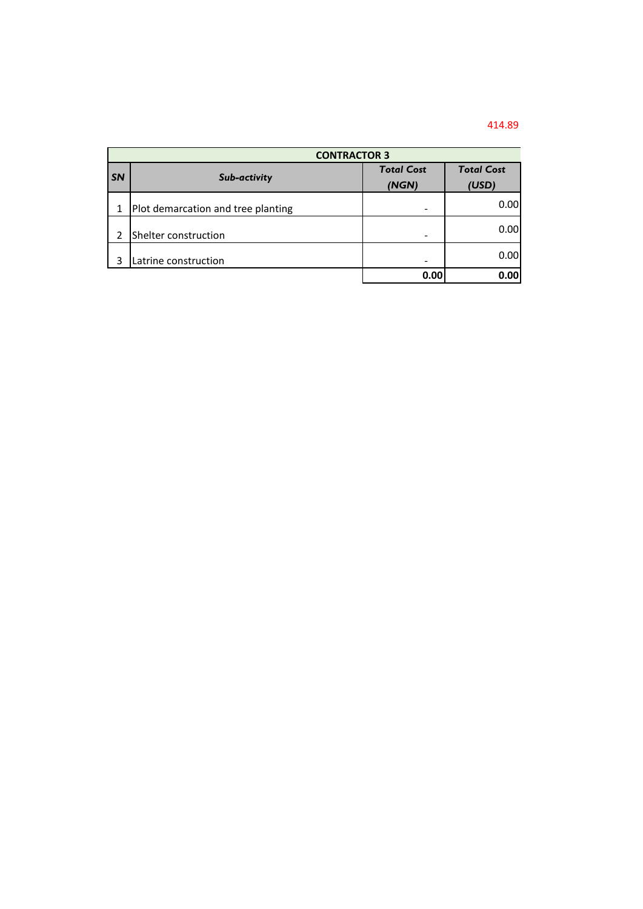414.89

| CONTRACTOR 3 | | | |
|---|---|---|---|
| **SN** | ***Sub-activity*** | ***Total Cost (NGN)*** | ***Total Cost (USD)*** |
| 1 | Plot demarcation and tree planting | - | 0.00 |
| 2 | Shelter construction | - | 0.00 |
| 3 | Latrine construction | - | 0.00 |
| | | **0.00** | **0.00** |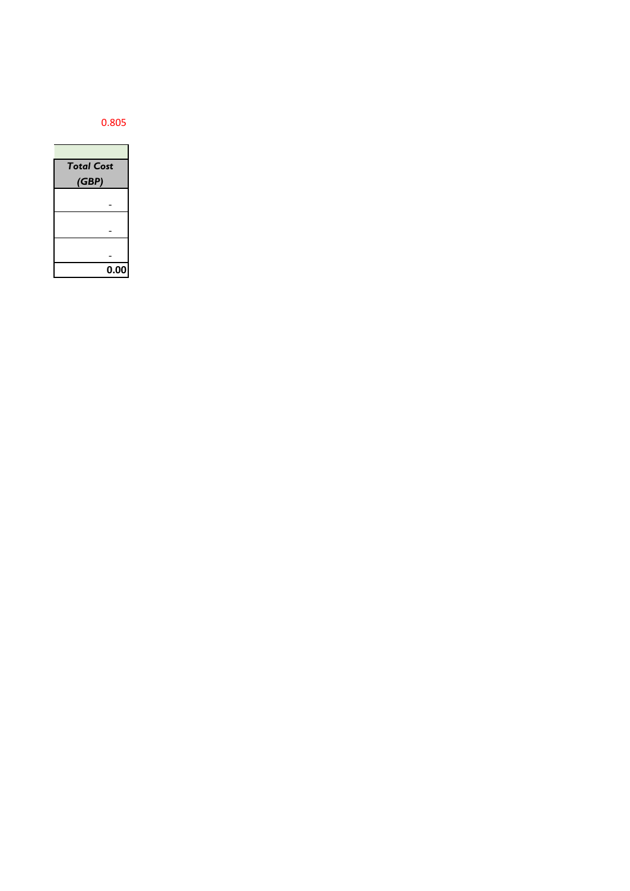0.805

| Total Cost (GBP) |
|---|
| - |
| - |
| - |
| 0.00 |